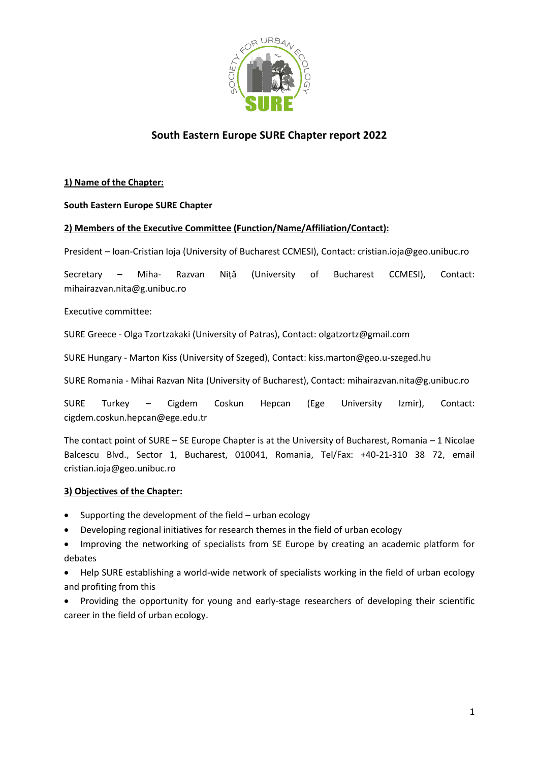# South Eastern Europe SURE Chapter report 2022

**1) Name of the Chapter:**

**South Eastern Europe SURE Chapter**

**2) Members of the Executive Committee (Function/Name/Affiliation/Contact):**

President – Ioan-Cristian Ioja (University of Bucharest CCMESI), Contact: cristian.ioja@geo.unibuc.ro

Secretary – Miha- Razvan Niță (University of Bucharest CCMESI), Contact: mihairazvan.nita@g.unibuc.ro

Executive committee:

SURE Greece - Olga Tzortzakaki (University of Patras), Contact: olgatzortz@gmail.com

SURE Hungary - Marton Kiss (University of Szeged), Contact: kiss.marton@geo.u-szeged.hu

SURE Romania - Mihai Razvan Nita (University of Bucharest), Contact: mihairazvan.nita@g.unibuc.ro

SURE Turkey – Cigdem Coskun Hepcan (Ege University Izmir), Contact: cigdem.coskun.hepcan@ege.edu.tr

The contact point of SURE – SE Europe Chapter is at the University of Bucharest, Romania – 1 Nicolae Balcescu Blvd., Sector 1, Bucharest, 010041, Romania, Tel/Fax: +40-21-310 38 72, email cristian.ioja@geo.unibuc.ro

**3) Objectives of the Chapter:**

- Supporting the development of the field – urban ecology
- Developing regional initiatives for research themes in the field of urban ecology
- Improving the networking of specialists from SE Europe by creating an academic platform for debates
- Help SURE establishing a world-wide network of specialists working in the field of urban ecology and profiting from this
- Providing the opportunity for young and early-stage researchers of developing their scientific career in the field of urban ecology.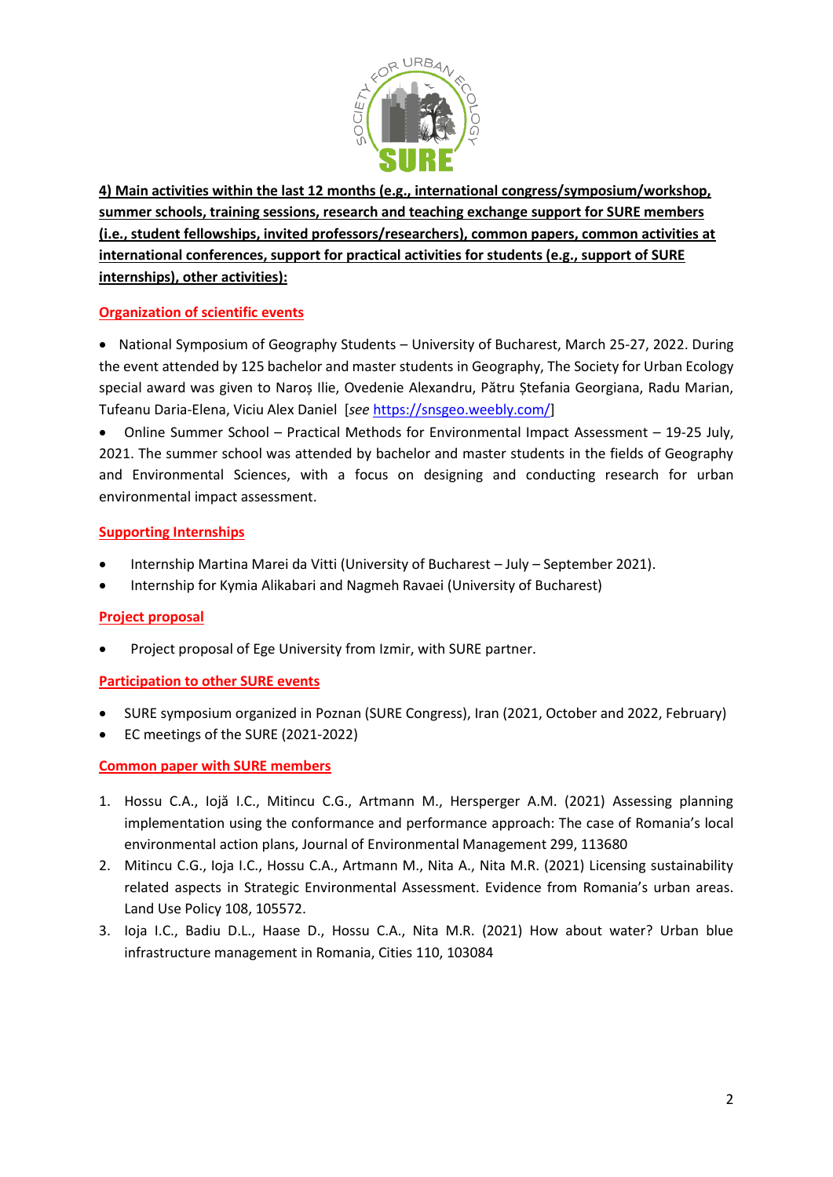**4) Main activities within the last 12 months (e.g., international congress/symposium/workshop, summer schools, training sessions, research and teaching exchange support for SURE members (i.e., student fellowships, invited professors/researchers), common papers, common activities at international conferences, support for practical activities for students (e.g., support of SURE internships), other activities):**

**Organization of scientific events**

- National Symposium of Geography Students – University of Bucharest, March 25-27, 2022. During the event attended by 125 bachelor and master students in Geography, The Society for Urban Ecology special award was given to Naroș Ilie, Ovedenie Alexandru, Pătru Ștefania Georgiana, Radu Marian, Tufeanu Daria-Elena, Viciu Alex Daniel [*see* https://snsgeo.weebly.com/]
- Online Summer School – Practical Methods for Environmental Impact Assessment – 19-25 July, 2021. The summer school was attended by bachelor and master students in the fields of Geography and Environmental Sciences, with a focus on designing and conducting research for urban environmental impact assessment.

**Supporting Internships**

- Internship Martina Marei da Vitti (University of Bucharest – July – September 2021).
- Internship for Kymia Alikabari and Nagmeh Ravaei (University of Bucharest)

**Project proposal**

- Project proposal of Ege University from Izmir, with SURE partner.

**Participation to other SURE events**

- SURE symposium organized in Poznan (SURE Congress), Iran (2021, October and 2022, February)
- EC meetings of the SURE (2021-2022)

**Common paper with SURE members**

1. Hossu C.A., Iojă I.C., Mitincu C.G., Artmann M., Hersperger A.M. (2021) Assessing planning implementation using the conformance and performance approach: The case of Romania's local environmental action plans, Journal of Environmental Management 299, 113680
2. Mitincu C.G., Ioja I.C., Hossu C.A., Artmann M., Nita A., Nita M.R. (2021) Licensing sustainability related aspects in Strategic Environmental Assessment. Evidence from Romania's urban areas. Land Use Policy 108, 105572.
3. Ioja I.C., Badiu D.L., Haase D., Hossu C.A., Nita M.R. (2021) How about water? Urban blue infrastructure management in Romania, Cities 110, 103084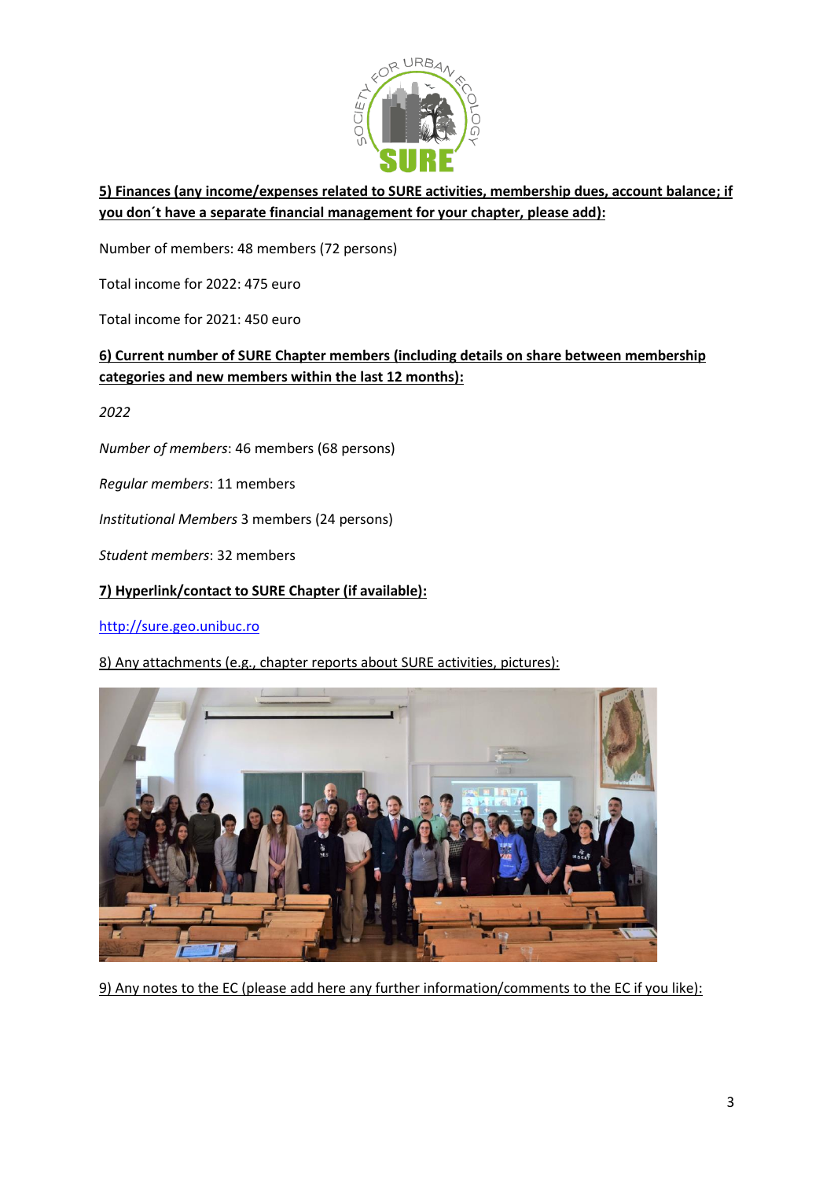**5) Finances (any income/expenses related to SURE activities, membership dues, account balance; if you don´t have a separate financial management for your chapter, please add):**

Number of members: 48 members (72 persons)

Total income for 2022: 475 euro

Total income for 2021: 450 euro

**6) Current number of SURE Chapter members (including details on share between membership categories and new members within the last 12 months):**

*2022*

*Number of members*: 46 members (68 persons)

*Regular members*: 11 members

*Institutional Members* 3 members (24 persons)

*Student members*: 32 members

**7) Hyperlink/contact to SURE Chapter (if available):**

http://sure.geo.unibuc.ro

8) Any attachments (e.g., chapter reports about SURE activities, pictures):

9) Any notes to the EC (please add here any further information/comments to the EC if you like):